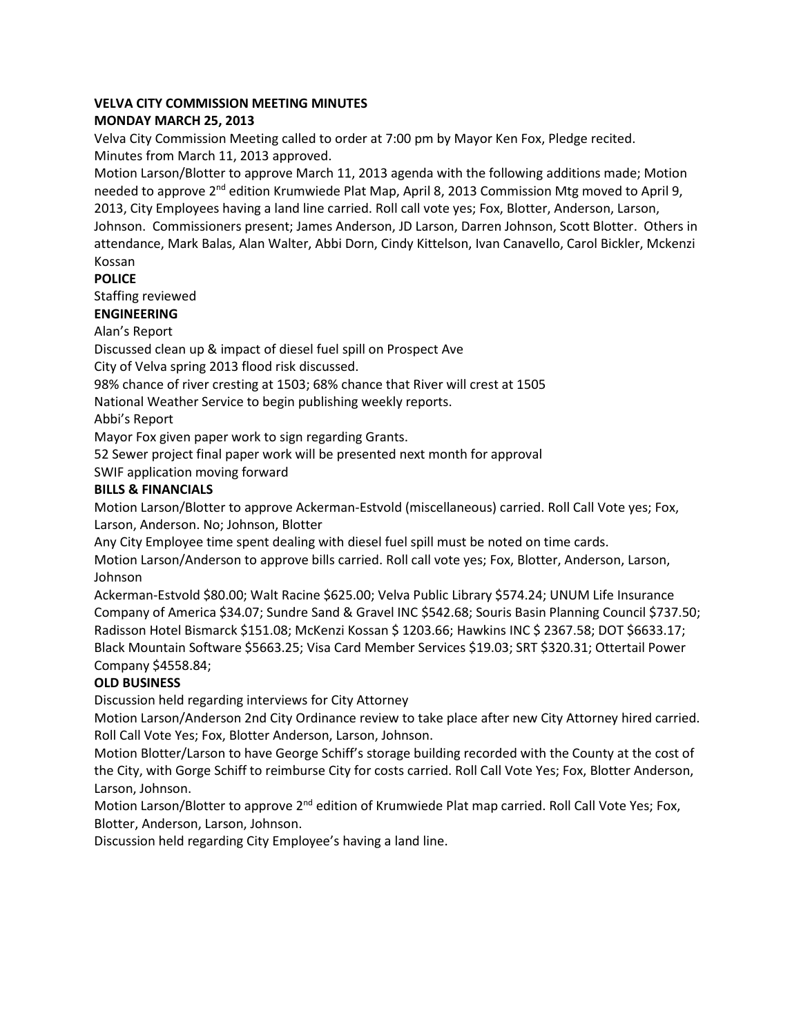**VELVA CITY COMMISSION MEETING MINUTES**
**MONDAY MARCH 25, 2013**

Velva City Commission Meeting called to order at 7:00 pm by Mayor Ken Fox, Pledge recited.
Minutes from March 11, 2013 approved.
Motion Larson/Blotter to approve March 11, 2013 agenda with the following additions made; Motion needed to approve 2nd edition Krumwiede Plat Map, April 8, 2013 Commission Mtg moved to April 9, 2013, City Employees having a land line carried. Roll call vote yes; Fox, Blotter, Anderson, Larson, Johnson. Commissioners present; James Anderson, JD Larson, Darren Johnson, Scott Blotter. Others in attendance, Mark Balas, Alan Walter, Abbi Dorn, Cindy Kittelson, Ivan Canavello, Carol Bickler, Mckenzi Kossan

**POLICE**

Staffing reviewed

**ENGINEERING**

Alan's Report
Discussed clean up & impact of diesel fuel spill on Prospect Ave
City of Velva spring 2013 flood risk discussed.
98% chance of river cresting at 1503; 68% chance that River will crest at 1505
National Weather Service to begin publishing weekly reports.
Abbi's Report
Mayor Fox given paper work to sign regarding Grants.
52 Sewer project final paper work will be presented next month for approval
SWIF application moving forward

**BILLS & FINANCIALS**

Motion Larson/Blotter to approve Ackerman-Estvold (miscellaneous) carried. Roll Call Vote yes; Fox, Larson, Anderson. No; Johnson, Blotter
Any City Employee time spent dealing with diesel fuel spill must be noted on time cards.
Motion Larson/Anderson to approve bills carried. Roll call vote yes; Fox, Blotter, Anderson, Larson, Johnson
Ackerman-Estvold $80.00; Walt Racine $625.00; Velva Public Library $574.24; UNUM Life Insurance Company of America $34.07; Sundre Sand & Gravel INC $542.68; Souris Basin Planning Council $737.50; Radisson Hotel Bismarck $151.08; McKenzi Kossan $ 1203.66; Hawkins INC $ 2367.58; DOT $6633.17; Black Mountain Software $5663.25; Visa Card Member Services $19.03; SRT $320.31; Ottertail Power Company $4558.84;

**OLD BUSINESS**

Discussion held regarding interviews for City Attorney
Motion Larson/Anderson 2nd City Ordinance review to take place after new City Attorney hired carried. Roll Call Vote Yes; Fox, Blotter Anderson, Larson, Johnson.
Motion Blotter/Larson to have George Schiff's storage building recorded with the County at the cost of the City, with Gorge Schiff to reimburse City for costs carried. Roll Call Vote Yes; Fox, Blotter Anderson, Larson, Johnson.
Motion Larson/Blotter to approve 2nd edition of Krumwiede Plat map carried. Roll Call Vote Yes; Fox, Blotter, Anderson, Larson, Johnson.
Discussion held regarding City Employee's having a land line.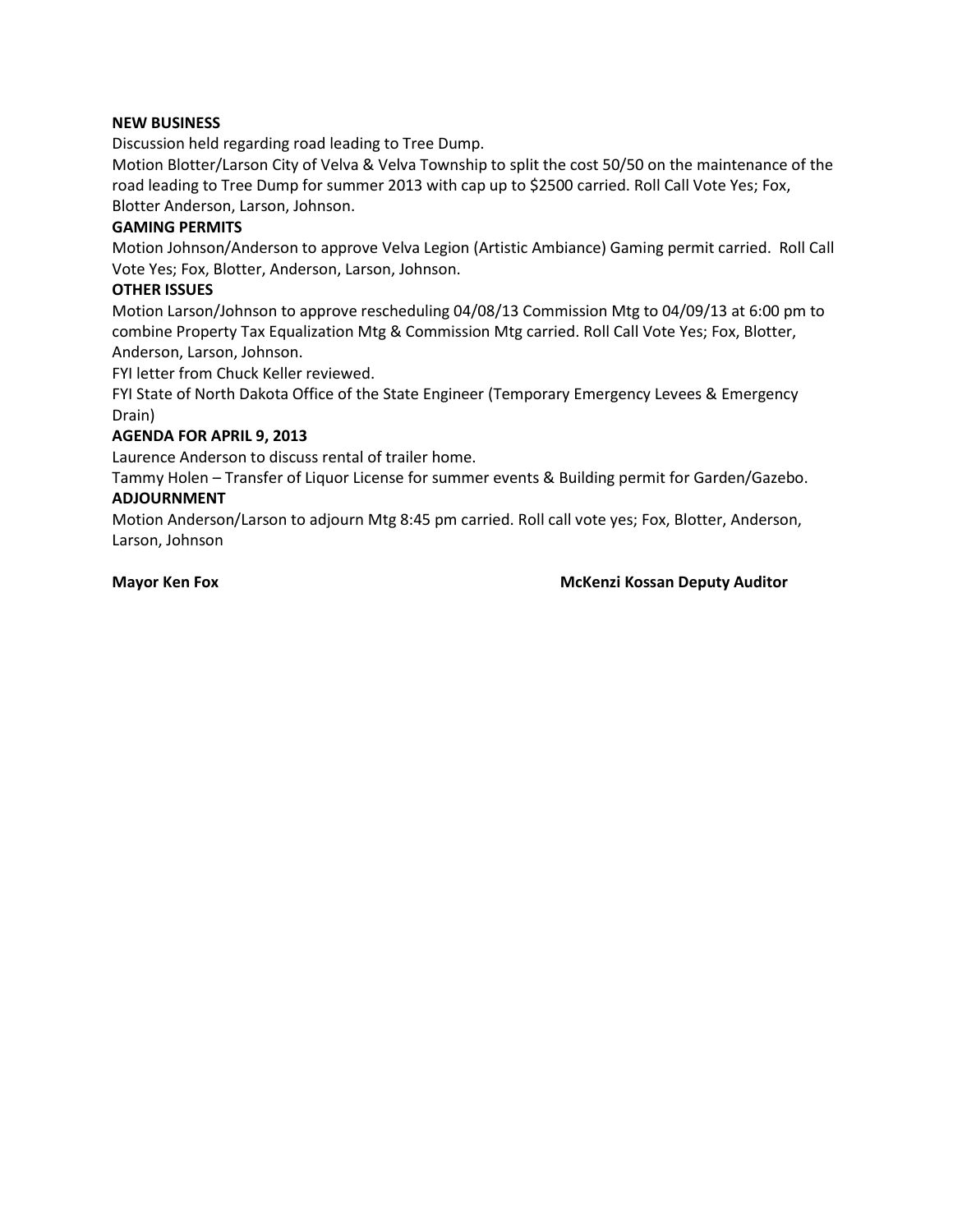**NEW BUSINESS**

Discussion held regarding road leading to Tree Dump.

Motion Blotter/Larson City of Velva & Velva Township to split the cost 50/50 on the maintenance of the road leading to Tree Dump for summer 2013 with cap up to $2500 carried. Roll Call Vote Yes; Fox, Blotter Anderson, Larson, Johnson.

**GAMING PERMITS**

Motion Johnson/Anderson to approve Velva Legion (Artistic Ambiance) Gaming permit carried. Roll Call Vote Yes; Fox, Blotter, Anderson, Larson, Johnson.

**OTHER ISSUES**

Motion Larson/Johnson to approve rescheduling 04/08/13 Commission Mtg to 04/09/13 at 6:00 pm to combine Property Tax Equalization Mtg & Commission Mtg carried. Roll Call Vote Yes; Fox, Blotter, Anderson, Larson, Johnson.

FYI letter from Chuck Keller reviewed.

FYI State of North Dakota Office of the State Engineer (Temporary Emergency Levees & Emergency Drain)

**AGENDA FOR APRIL 9, 2013**

Laurence Anderson to discuss rental of trailer home.

Tammy Holen – Transfer of Liquor License for summer events & Building permit for Garden/Gazebo.

**ADJOURNMENT**

Motion Anderson/Larson to adjourn Mtg 8:45 pm carried. Roll call vote yes; Fox, Blotter, Anderson, Larson, Johnson

**Mayor Ken Fox** **McKenzi Kossan Deputy Auditor**